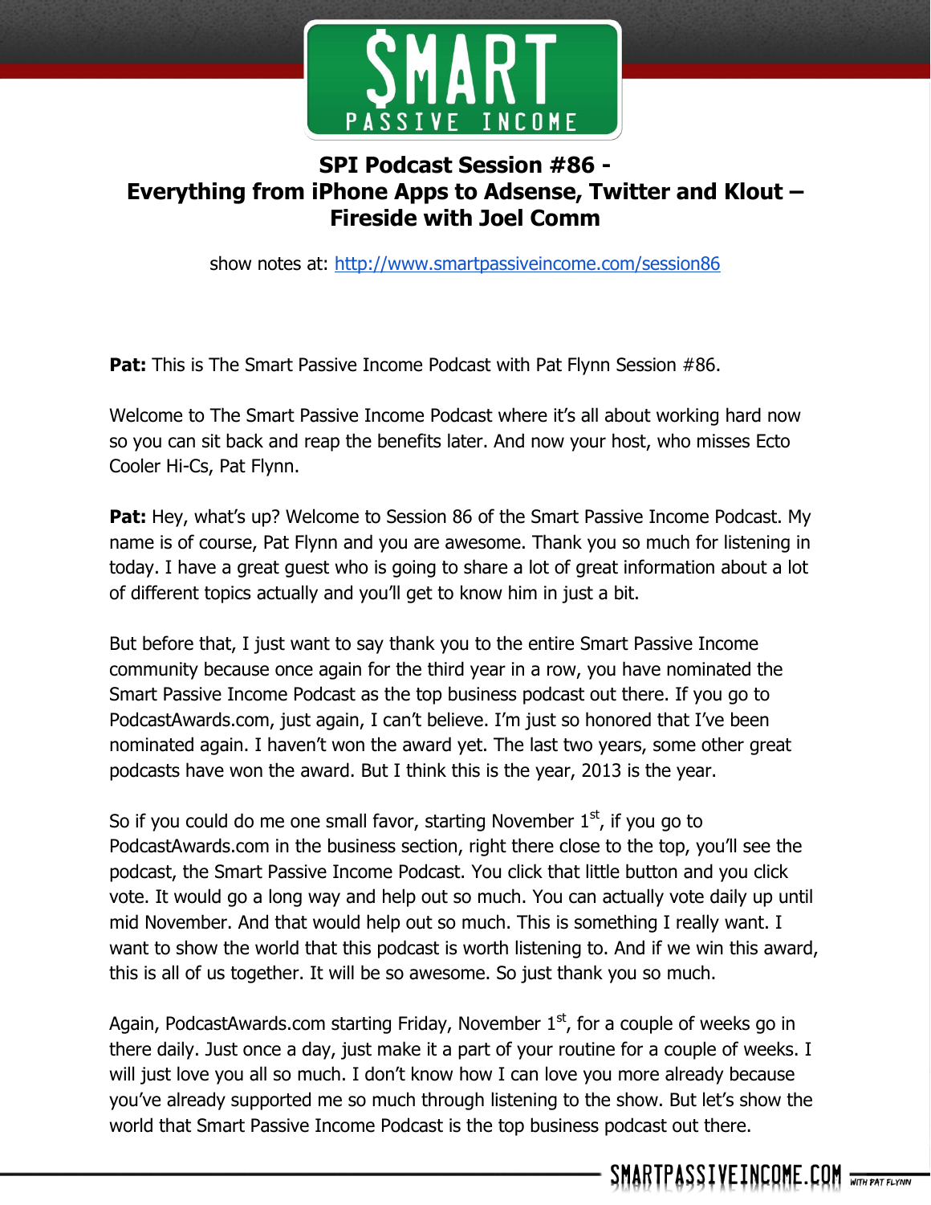# SPI Podcast Session #86 - Everything from iPhone Apps to Adsense, Twitter and Klout – Fireside with Joel Comm

show notes at: http://www.smartpassiveincome.com/session86

**Pat:** This is The Smart Passive Income Podcast with Pat Flynn Session #86.

Welcome to The Smart Passive Income Podcast where it's all about working hard now so you can sit back and reap the benefits later. And now your host, who misses Ecto Cooler Hi-Cs, Pat Flynn.

**Pat:** Hey, what's up? Welcome to Session 86 of the Smart Passive Income Podcast. My name is of course, Pat Flynn and you are awesome. Thank you so much for listening in today. I have a great guest who is going to share a lot of great information about a lot of different topics actually and you'll get to know him in just a bit.

But before that, I just want to say thank you to the entire Smart Passive Income community because once again for the third year in a row, you have nominated the Smart Passive Income Podcast as the top business podcast out there. If you go to PodcastAwards.com, just again, I can't believe. I'm just so honored that I've been nominated again. I haven't won the award yet. The last two years, some other great podcasts have won the award. But I think this is the year, 2013 is the year.

So if you could do me one small favor, starting November 1st, if you go to PodcastAwards.com in the business section, right there close to the top, you'll see the podcast, the Smart Passive Income Podcast. You click that little button and you click vote. It would go a long way and help out so much. You can actually vote daily up until mid November. And that would help out so much. This is something I really want. I want to show the world that this podcast is worth listening to. And if we win this award, this is all of us together. It will be so awesome. So just thank you so much.

Again, PodcastAwards.com starting Friday, November 1st, for a couple of weeks go in there daily. Just once a day, just make it a part of your routine for a couple of weeks. I will just love you all so much. I don't know how I can love you more already because you've already supported me so much through listening to the show. But let's show the world that Smart Passive Income Podcast is the top business podcast out there.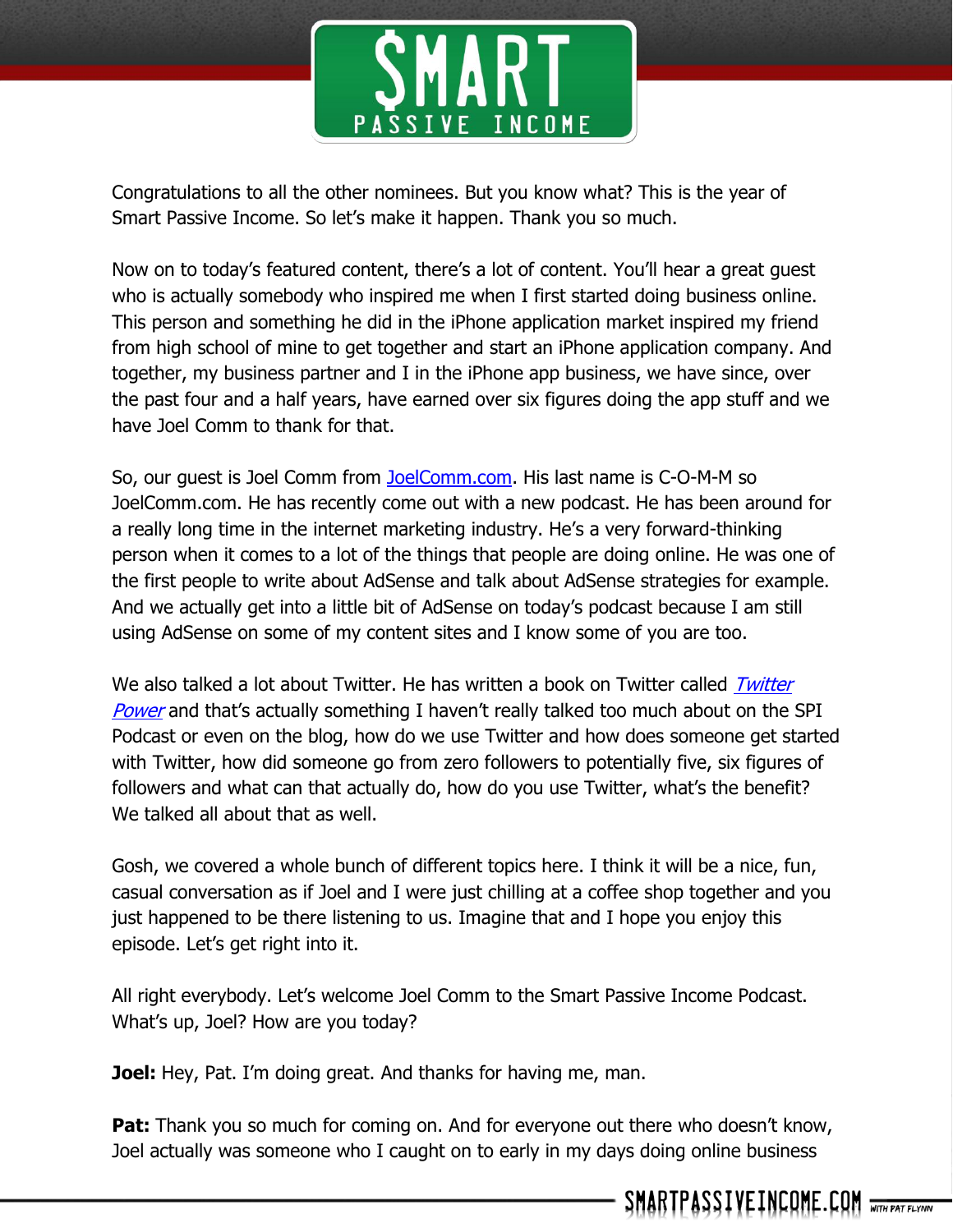Congratulations to all the other nominees. But you know what? This is the year of Smart Passive Income. So let's make it happen. Thank you so much.

Now on to today's featured content, there's a lot of content. You'll hear a great guest who is actually somebody who inspired me when I first started doing business online. This person and something he did in the iPhone application market inspired my friend from high school of mine to get together and start an iPhone application company. And together, my business partner and I in the iPhone app business, we have since, over the past four and a half years, have earned over six figures doing the app stuff and we have Joel Comm to thank for that.

So, our guest is Joel Comm from JoelComm.com. His last name is C-O-M-M so JoelComm.com. He has recently come out with a new podcast. He has been around for a really long time in the internet marketing industry. He's a very forward-thinking person when it comes to a lot of the things that people are doing online. He was one of the first people to write about AdSense and talk about AdSense strategies for example. And we actually get into a little bit of AdSense on today's podcast because I am still using AdSense on some of my content sites and I know some of you are too.

We also talked a lot about Twitter. He has written a book on Twitter called *Twitter Power* and that's actually something I haven't really talked too much about on the SPI Podcast or even on the blog, how do we use Twitter and how does someone get started with Twitter, how did someone go from zero followers to potentially five, six figures of followers and what can that actually do, how do you use Twitter, what's the benefit? We talked all about that as well.

Gosh, we covered a whole bunch of different topics here. I think it will be a nice, fun, casual conversation as if Joel and I were just chilling at a coffee shop together and you just happened to be there listening to us. Imagine that and I hope you enjoy this episode. Let's get right into it.

All right everybody. Let's welcome Joel Comm to the Smart Passive Income Podcast. What's up, Joel? How are you today?

**Joel:** Hey, Pat. I'm doing great. And thanks for having me, man.

**Pat:** Thank you so much for coming on. And for everyone out there who doesn't know, Joel actually was someone who I caught on to early in my days doing online business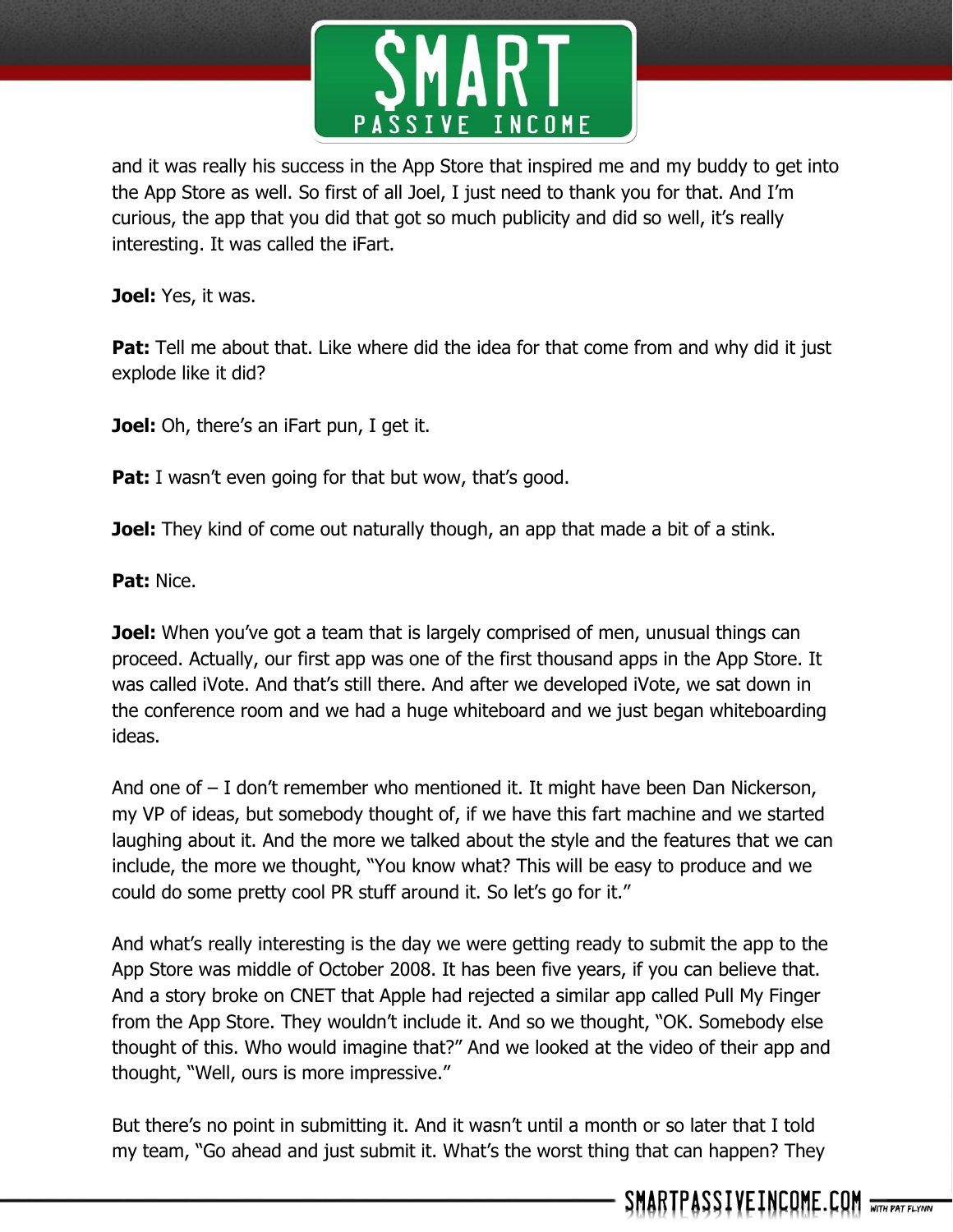and it was really his success in the App Store that inspired me and my buddy to get into the App Store as well. So first of all Joel, I just need to thank you for that. And I'm curious, the app that you did that got so much publicity and did so well, it's really interesting. It was called the iFart.

**Joel:** Yes, it was.

**Pat:** Tell me about that. Like where did the idea for that come from and why did it just explode like it did?

**Joel:** Oh, there's an iFart pun, I get it.

**Pat:** I wasn't even going for that but wow, that's good.

**Joel:** They kind of come out naturally though, an app that made a bit of a stink.

**Pat:** Nice.

**Joel:** When you've got a team that is largely comprised of men, unusual things can proceed. Actually, our first app was one of the first thousand apps in the App Store. It was called iVote. And that's still there. And after we developed iVote, we sat down in the conference room and we had a huge whiteboard and we just began whiteboarding ideas.

And one of – I don't remember who mentioned it. It might have been Dan Nickerson, my VP of ideas, but somebody thought of, if we have this fart machine and we started laughing about it. And the more we talked about the style and the features that we can include, the more we thought, "You know what? This will be easy to produce and we could do some pretty cool PR stuff around it. So let's go for it."

And what's really interesting is the day we were getting ready to submit the app to the App Store was middle of October 2008. It has been five years, if you can believe that. And a story broke on CNET that Apple had rejected a similar app called Pull My Finger from the App Store. They wouldn't include it. And so we thought, "OK. Somebody else thought of this. Who would imagine that?" And we looked at the video of their app and thought, "Well, ours is more impressive."

But there's no point in submitting it. And it wasn't until a month or so later that I told my team, "Go ahead and just submit it. What's the worst thing that can happen? They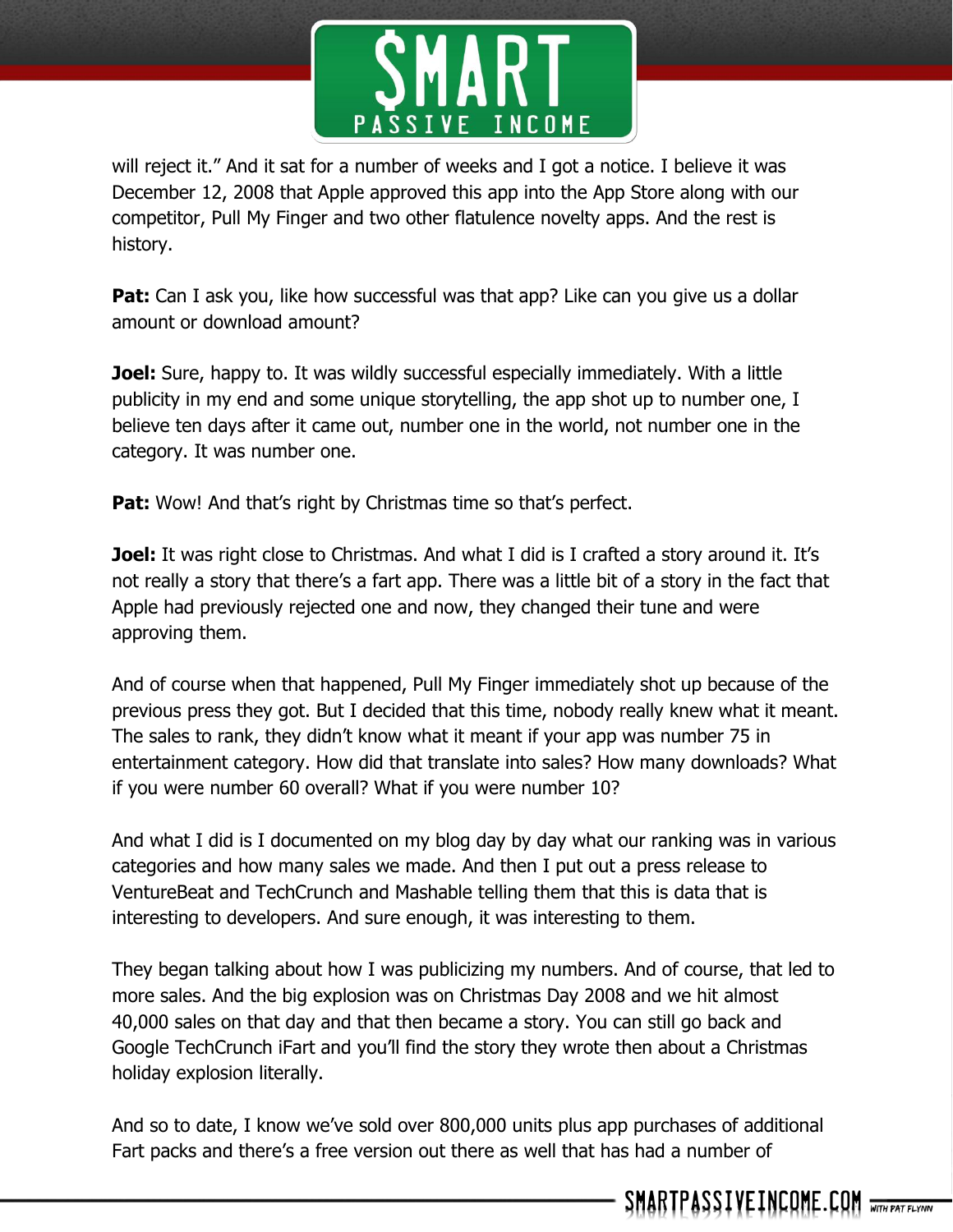will reject it." And it sat for a number of weeks and I got a notice. I believe it was December 12, 2008 that Apple approved this app into the App Store along with our competitor, Pull My Finger and two other flatulence novelty apps. And the rest is history.

**Pat:** Can I ask you, like how successful was that app? Like can you give us a dollar amount or download amount?

**Joel:** Sure, happy to. It was wildly successful especially immediately. With a little publicity in my end and some unique storytelling, the app shot up to number one, I believe ten days after it came out, number one in the world, not number one in the category. It was number one.

**Pat:** Wow! And that's right by Christmas time so that's perfect.

**Joel:** It was right close to Christmas. And what I did is I crafted a story around it. It's not really a story that there's a fart app. There was a little bit of a story in the fact that Apple had previously rejected one and now, they changed their tune and were approving them.

And of course when that happened, Pull My Finger immediately shot up because of the previous press they got. But I decided that this time, nobody really knew what it meant. The sales to rank, they didn't know what it meant if your app was number 75 in entertainment category. How did that translate into sales? How many downloads? What if you were number 60 overall? What if you were number 10?

And what I did is I documented on my blog day by day what our ranking was in various categories and how many sales we made. And then I put out a press release to VentureBeat and TechCrunch and Mashable telling them that this is data that is interesting to developers. And sure enough, it was interesting to them.

They began talking about how I was publicizing my numbers. And of course, that led to more sales. And the big explosion was on Christmas Day 2008 and we hit almost 40,000 sales on that day and that then became a story. You can still go back and Google TechCrunch iFart and you'll find the story they wrote then about a Christmas holiday explosion literally.

And so to date, I know we've sold over 800,000 units plus app purchases of additional Fart packs and there's a free version out there as well that has had a number of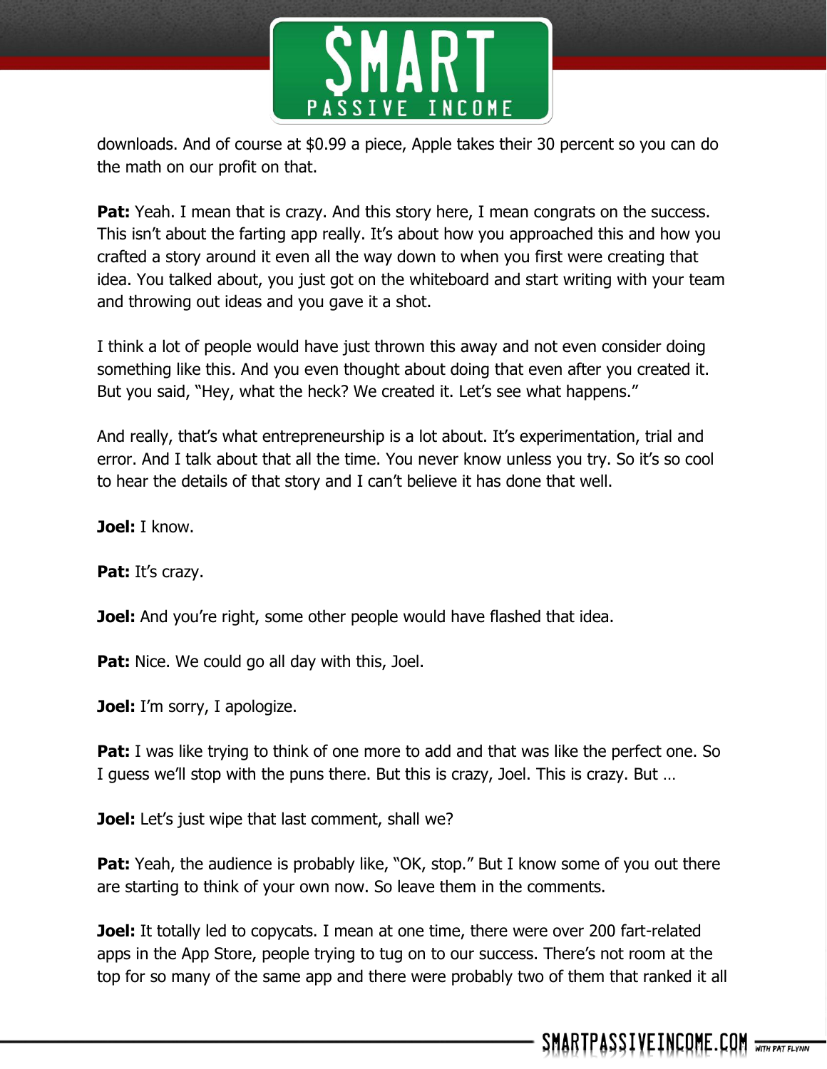downloads. And of course at $0.99 a piece, Apple takes their 30 percent so you can do the math on our profit on that.

**Pat:** Yeah. I mean that is crazy. And this story here, I mean congrats on the success. This isn't about the farting app really. It's about how you approached this and how you crafted a story around it even all the way down to when you first were creating that idea. You talked about, you just got on the whiteboard and start writing with your team and throwing out ideas and you gave it a shot.

I think a lot of people would have just thrown this away and not even consider doing something like this. And you even thought about doing that even after you created it. But you said, "Hey, what the heck? We created it. Let's see what happens."

And really, that's what entrepreneurship is a lot about. It's experimentation, trial and error. And I talk about that all the time. You never know unless you try. So it's so cool to hear the details of that story and I can't believe it has done that well.

**Joel:** I know.

**Pat:** It's crazy.

**Joel:** And you're right, some other people would have flashed that idea.

**Pat:** Nice. We could go all day with this, Joel.

**Joel:** I'm sorry, I apologize.

**Pat:** I was like trying to think of one more to add and that was like the perfect one. So I guess we'll stop with the puns there. But this is crazy, Joel. This is crazy. But …

**Joel:** Let's just wipe that last comment, shall we?

**Pat:** Yeah, the audience is probably like, "OK, stop." But I know some of you out there are starting to think of your own now. So leave them in the comments.

**Joel:** It totally led to copycats. I mean at one time, there were over 200 fart-related apps in the App Store, people trying to tug on to our success. There's not room at the top for so many of the same app and there were probably two of them that ranked it all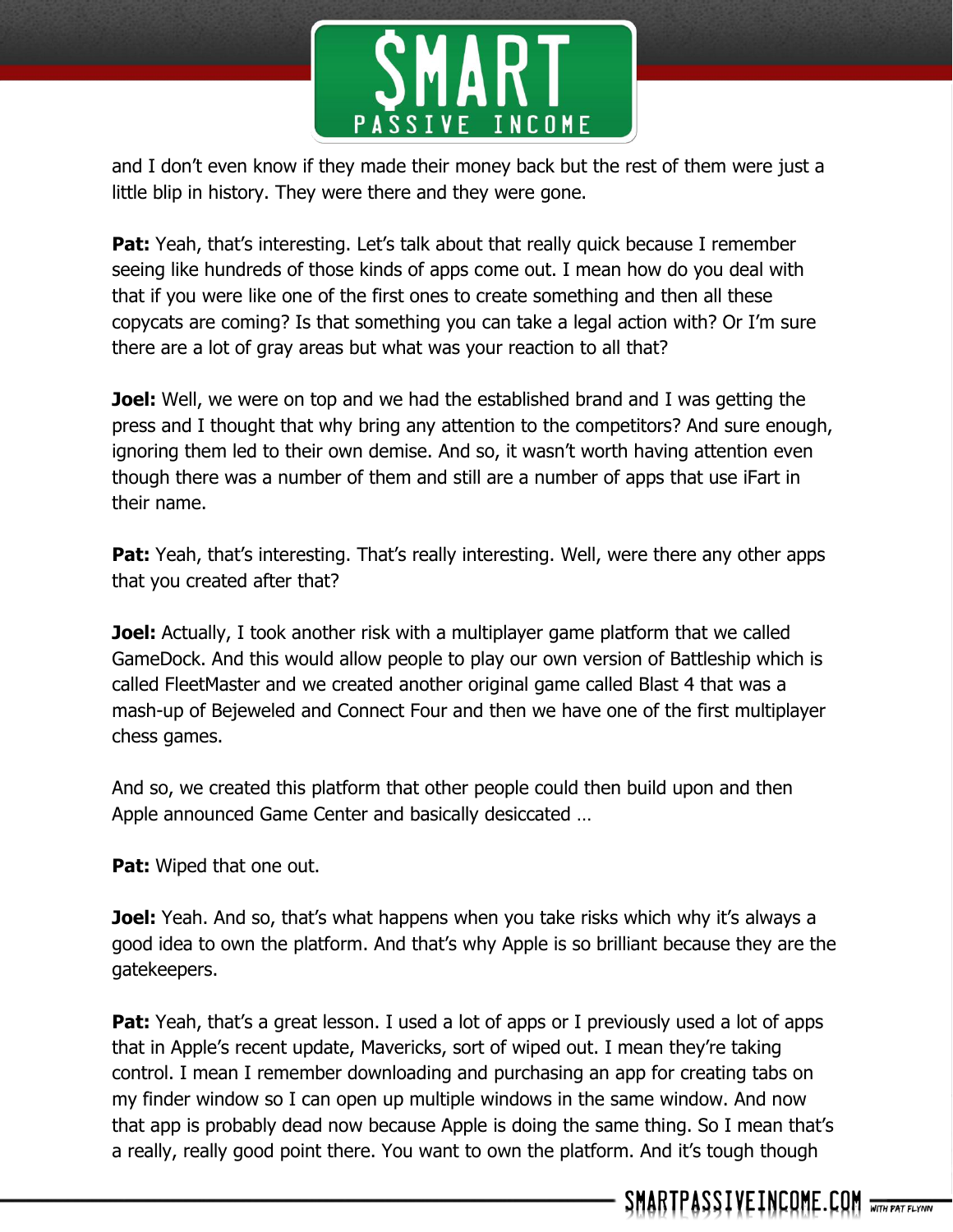and I don't even know if they made their money back but the rest of them were just a little blip in history. They were there and they were gone.

**Pat:** Yeah, that's interesting. Let's talk about that really quick because I remember seeing like hundreds of those kinds of apps come out. I mean how do you deal with that if you were like one of the first ones to create something and then all these copycats are coming? Is that something you can take a legal action with? Or I'm sure there are a lot of gray areas but what was your reaction to all that?

**Joel:** Well, we were on top and we had the established brand and I was getting the press and I thought that why bring any attention to the competitors? And sure enough, ignoring them led to their own demise. And so, it wasn't worth having attention even though there was a number of them and still are a number of apps that use iFart in their name.

**Pat:** Yeah, that's interesting. That's really interesting. Well, were there any other apps that you created after that?

**Joel:** Actually, I took another risk with a multiplayer game platform that we called GameDock. And this would allow people to play our own version of Battleship which is called FleetMaster and we created another original game called Blast 4 that was a mash-up of Bejeweled and Connect Four and then we have one of the first multiplayer chess games.

And so, we created this platform that other people could then build upon and then Apple announced Game Center and basically desiccated …

**Pat:** Wiped that one out.

**Joel:** Yeah. And so, that's what happens when you take risks which why it's always a good idea to own the platform. And that's why Apple is so brilliant because they are the gatekeepers.

**Pat:** Yeah, that's a great lesson. I used a lot of apps or I previously used a lot of apps that in Apple's recent update, Mavericks, sort of wiped out. I mean they're taking control. I mean I remember downloading and purchasing an app for creating tabs on my finder window so I can open up multiple windows in the same window. And now that app is probably dead now because Apple is doing the same thing. So I mean that's a really, really good point there. You want to own the platform. And it's tough though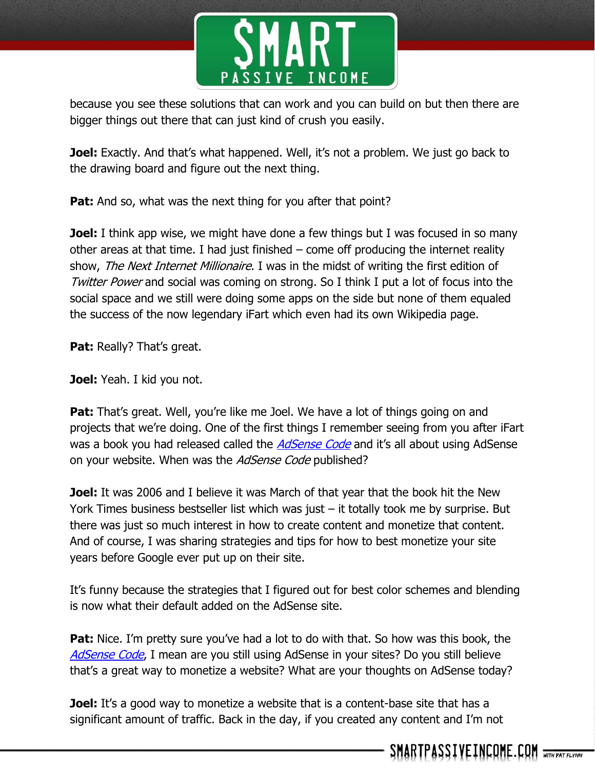because you see these solutions that can work and you can build on but then there are bigger things out there that can just kind of crush you easily.

**Joel:** Exactly. And that's what happened. Well, it's not a problem. We just go back to the drawing board and figure out the next thing.

**Pat:** And so, what was the next thing for you after that point?

**Joel:** I think app wise, we might have done a few things but I was focused in so many other areas at that time. I had just finished – come off producing the internet reality show, *The Next Internet Millionaire*. I was in the midst of writing the first edition of *Twitter Power* and social was coming on strong. So I think I put a lot of focus into the social space and we still were doing some apps on the side but none of them equaled the success of the now legendary iFart which even had its own Wikipedia page.

**Pat:** Really? That's great.

**Joel:** Yeah. I kid you not.

**Pat:** That's great. Well, you're like me Joel. We have a lot of things going on and projects that we're doing. One of the first things I remember seeing from you after iFart was a book you had released called the *AdSense Code* and it's all about using AdSense on your website. When was the *AdSense Code* published?

**Joel:** It was 2006 and I believe it was March of that year that the book hit the New York Times business bestseller list which was just – it totally took me by surprise. But there was just so much interest in how to create content and monetize that content. And of course, I was sharing strategies and tips for how to best monetize your site years before Google ever put up on their site.

It's funny because the strategies that I figured out for best color schemes and blending is now what their default added on the AdSense site.

**Pat:** Nice. I'm pretty sure you've had a lot to do with that. So how was this book, the *AdSense Code*, I mean are you still using AdSense in your sites? Do you still believe that's a great way to monetize a website? What are your thoughts on AdSense today?

**Joel:** It's a good way to monetize a website that is a content-base site that has a significant amount of traffic. Back in the day, if you created any content and I'm not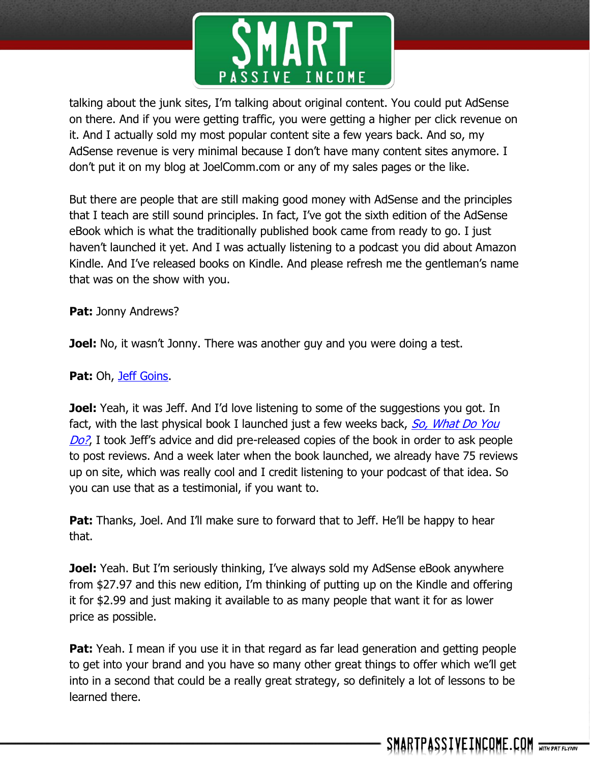talking about the junk sites, I'm talking about original content. You could put AdSense on there. And if you were getting traffic, you were getting a higher per click revenue on it. And I actually sold my most popular content site a few years back. And so, my AdSense revenue is very minimal because I don't have many content sites anymore. I don't put it on my blog at JoelComm.com or any of my sales pages or the like.

But there are people that are still making good money with AdSense and the principles that I teach are still sound principles. In fact, I've got the sixth edition of the AdSense eBook which is what the traditionally published book came from ready to go. I just haven't launched it yet. And I was actually listening to a podcast you did about Amazon Kindle. And I've released books on Kindle. And please refresh me the gentleman's name that was on the show with you.

**Pat:** Jonny Andrews?

**Joel:** No, it wasn't Jonny. There was another guy and you were doing a test.

**Pat:** Oh, Jeff Goins.

**Joel:** Yeah, it was Jeff. And I'd love listening to some of the suggestions you got. In fact, with the last physical book I launched just a few weeks back, *So, What Do You Do?*, I took Jeff's advice and did pre-released copies of the book in order to ask people to post reviews. And a week later when the book launched, we already have 75 reviews up on site, which was really cool and I credit listening to your podcast of that idea. So you can use that as a testimonial, if you want to.

**Pat:** Thanks, Joel. And I'll make sure to forward that to Jeff. He'll be happy to hear that.

**Joel:** Yeah. But I'm seriously thinking, I've always sold my AdSense eBook anywhere from $27.97 and this new edition, I'm thinking of putting up on the Kindle and offering it for $2.99 and just making it available to as many people that want it for as lower price as possible.

**Pat:** Yeah. I mean if you use it in that regard as far lead generation and getting people to get into your brand and you have so many other great things to offer which we'll get into in a second that could be a really great strategy, so definitely a lot of lessons to be learned there.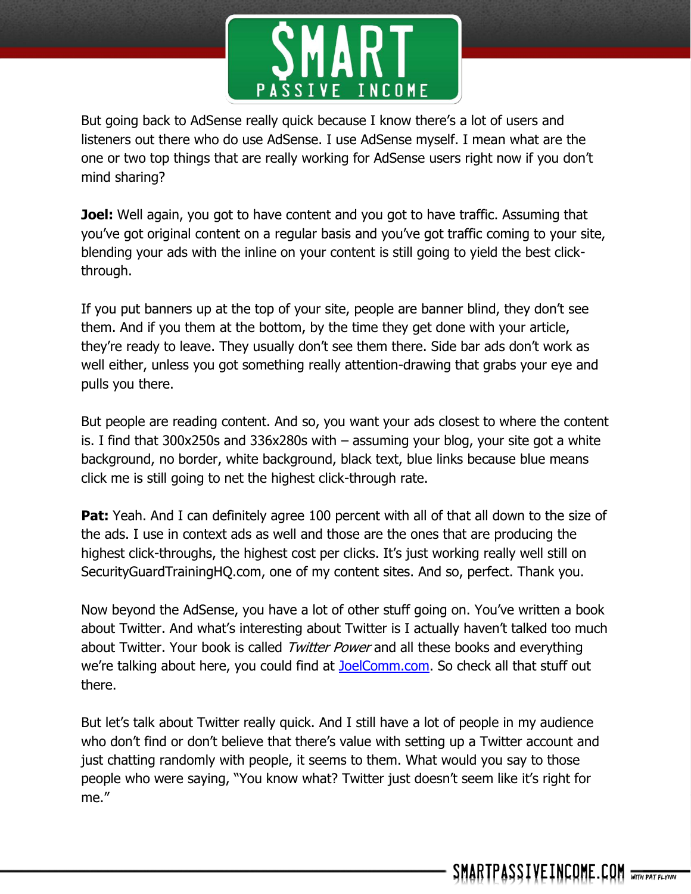But going back to AdSense really quick because I know there's a lot of users and listeners out there who do use AdSense. I use AdSense myself. I mean what are the one or two top things that are really working for AdSense users right now if you don't mind sharing?

**Joel:** Well again, you got to have content and you got to have traffic. Assuming that you've got original content on a regular basis and you've got traffic coming to your site, blending your ads with the inline on your content is still going to yield the best click-through.

If you put banners up at the top of your site, people are banner blind, they don't see them. And if you them at the bottom, by the time they get done with your article, they're ready to leave. They usually don't see them there. Side bar ads don't work as well either, unless you got something really attention-drawing that grabs your eye and pulls you there.

But people are reading content. And so, you want your ads closest to where the content is. I find that 300x250s and 336x280s with – assuming your blog, your site got a white background, no border, white background, black text, blue links because blue means click me is still going to net the highest click-through rate.

**Pat:** Yeah. And I can definitely agree 100 percent with all of that all down to the size of the ads. I use in context ads as well and those are the ones that are producing the highest click-throughs, the highest cost per clicks. It's just working really well still on SecurityGuardTrainingHQ.com, one of my content sites. And so, perfect. Thank you.

Now beyond the AdSense, you have a lot of other stuff going on. You've written a book about Twitter. And what's interesting about Twitter is I actually haven't talked too much about Twitter. Your book is called *Twitter Power* and all these books and everything we're talking about here, you could find at [JoelComm.com](JoelComm.com). So check all that stuff out there.

But let's talk about Twitter really quick. And I still have a lot of people in my audience who don't find or don't believe that there's value with setting up a Twitter account and just chatting randomly with people, it seems to them. What would you say to those people who were saying, "You know what? Twitter just doesn't seem like it's right for me."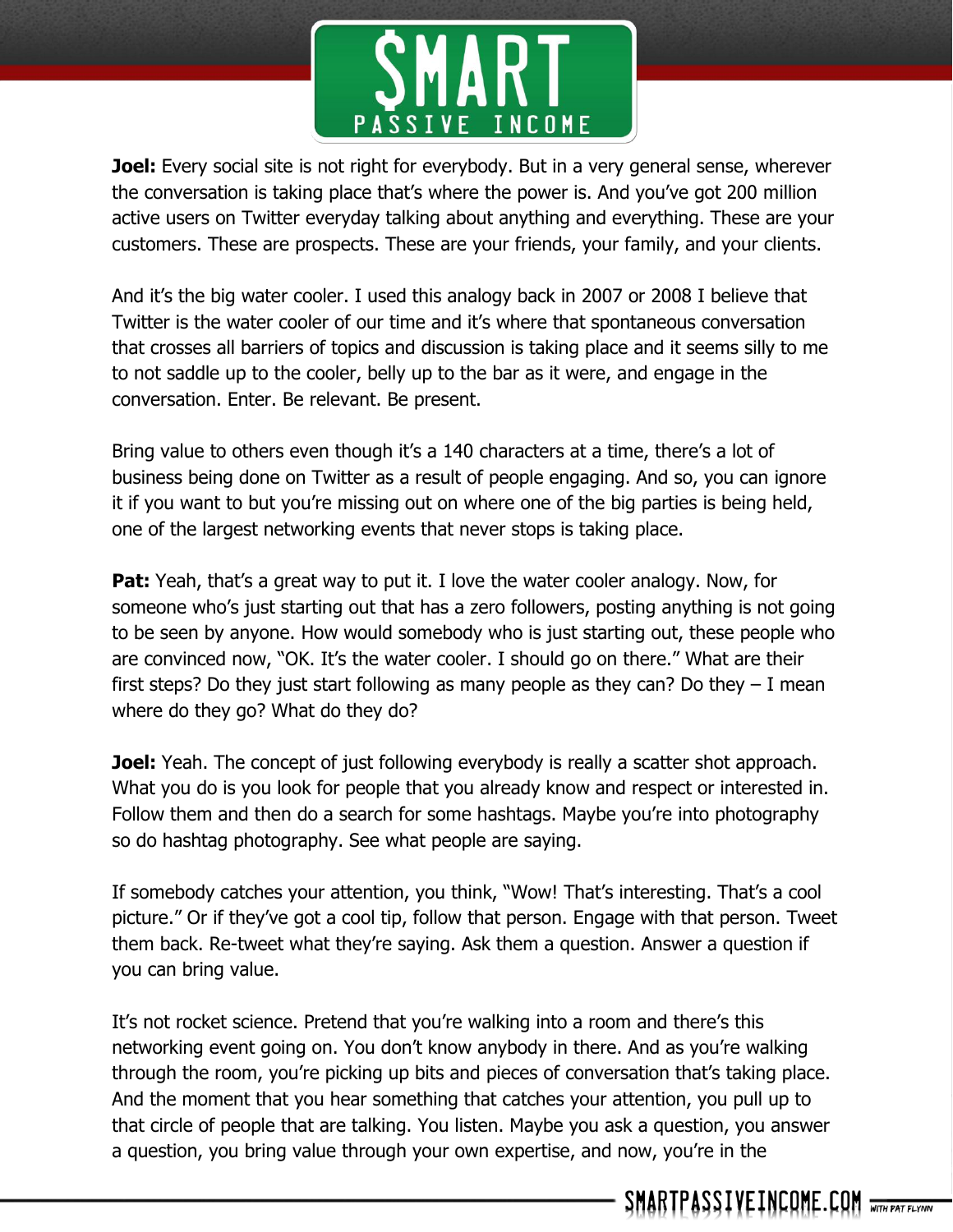**Joel:** Every social site is not right for everybody. But in a very general sense, wherever the conversation is taking place that's where the power is. And you've got 200 million active users on Twitter everyday talking about anything and everything. These are your customers. These are prospects. These are your friends, your family, and your clients.

And it's the big water cooler. I used this analogy back in 2007 or 2008 I believe that Twitter is the water cooler of our time and it's where that spontaneous conversation that crosses all barriers of topics and discussion is taking place and it seems silly to me to not saddle up to the cooler, belly up to the bar as it were, and engage in the conversation. Enter. Be relevant. Be present.

Bring value to others even though it's a 140 characters at a time, there's a lot of business being done on Twitter as a result of people engaging. And so, you can ignore it if you want to but you're missing out on where one of the big parties is being held, one of the largest networking events that never stops is taking place.

**Pat:** Yeah, that's a great way to put it. I love the water cooler analogy. Now, for someone who's just starting out that has a zero followers, posting anything is not going to be seen by anyone. How would somebody who is just starting out, these people who are convinced now, "OK. It's the water cooler. I should go on there." What are their first steps? Do they just start following as many people as they can? Do they – I mean where do they go? What do they do?

**Joel:** Yeah. The concept of just following everybody is really a scatter shot approach. What you do is you look for people that you already know and respect or interested in. Follow them and then do a search for some hashtags. Maybe you're into photography so do hashtag photography. See what people are saying.

If somebody catches your attention, you think, "Wow! That's interesting. That's a cool picture." Or if they've got a cool tip, follow that person. Engage with that person. Tweet them back. Re-tweet what they're saying. Ask them a question. Answer a question if you can bring value.

It's not rocket science. Pretend that you're walking into a room and there's this networking event going on. You don't know anybody in there. And as you're walking through the room, you're picking up bits and pieces of conversation that's taking place. And the moment that you hear something that catches your attention, you pull up to that circle of people that are talking. You listen. Maybe you ask a question, you answer a question, you bring value through your own expertise, and now, you're in the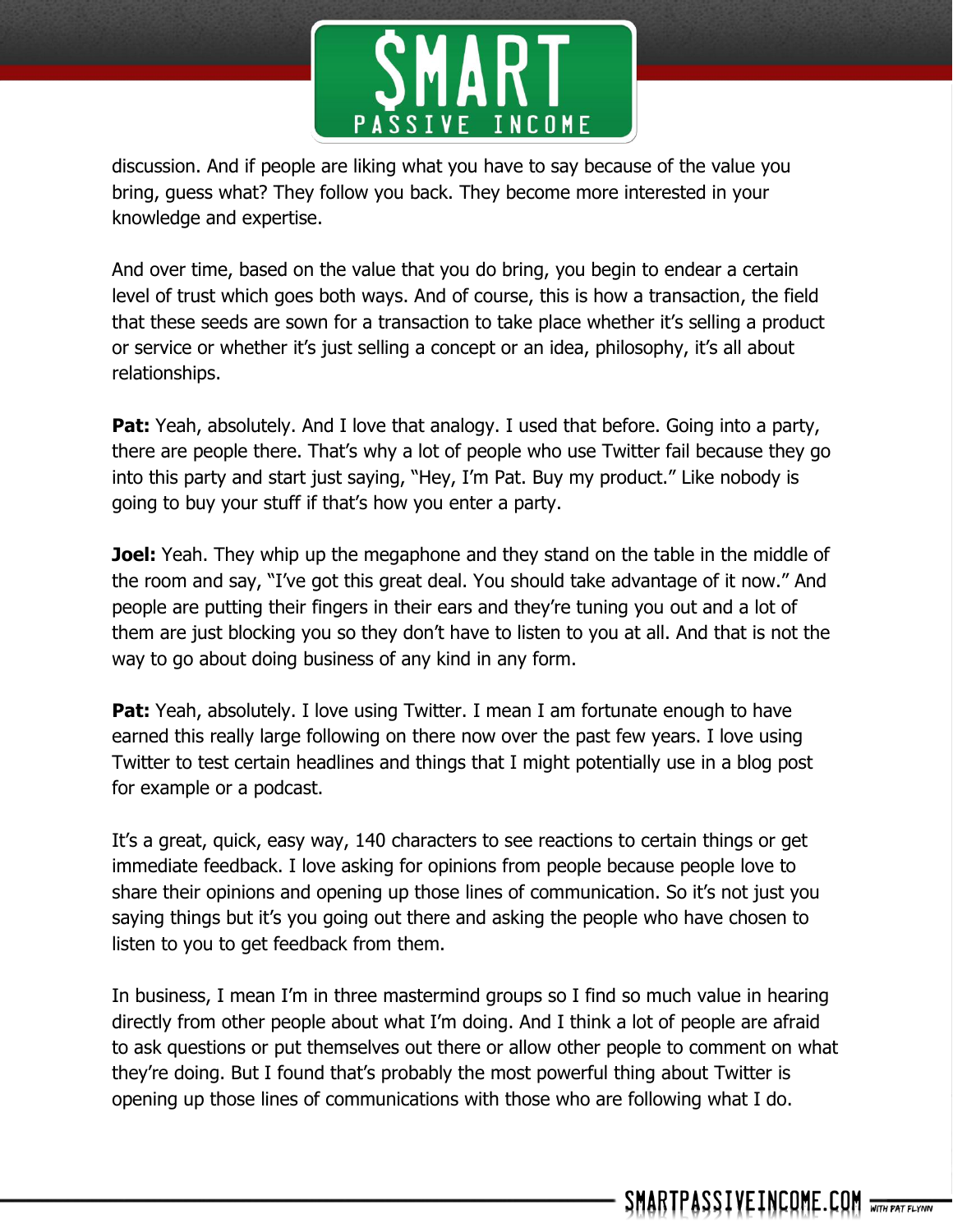discussion. And if people are liking what you have to say because of the value you bring, guess what? They follow you back. They become more interested in your knowledge and expertise.

And over time, based on the value that you do bring, you begin to endear a certain level of trust which goes both ways. And of course, this is how a transaction, the field that these seeds are sown for a transaction to take place whether it's selling a product or service or whether it's just selling a concept or an idea, philosophy, it's all about relationships.

**Pat:** Yeah, absolutely. And I love that analogy. I used that before. Going into a party, there are people there. That's why a lot of people who use Twitter fail because they go into this party and start just saying, "Hey, I'm Pat. Buy my product." Like nobody is going to buy your stuff if that's how you enter a party.

**Joel:** Yeah. They whip up the megaphone and they stand on the table in the middle of the room and say, "I've got this great deal. You should take advantage of it now." And people are putting their fingers in their ears and they're tuning you out and a lot of them are just blocking you so they don't have to listen to you at all. And that is not the way to go about doing business of any kind in any form.

**Pat:** Yeah, absolutely. I love using Twitter. I mean I am fortunate enough to have earned this really large following on there now over the past few years. I love using Twitter to test certain headlines and things that I might potentially use in a blog post for example or a podcast.

It's a great, quick, easy way, 140 characters to see reactions to certain things or get immediate feedback. I love asking for opinions from people because people love to share their opinions and opening up those lines of communication. So it's not just you saying things but it's you going out there and asking the people who have chosen to listen to you to get feedback from them.

In business, I mean I'm in three mastermind groups so I find so much value in hearing directly from other people about what I'm doing. And I think a lot of people are afraid to ask questions or put themselves out there or allow other people to comment on what they're doing. But I found that's probably the most powerful thing about Twitter is opening up those lines of communications with those who are following what I do.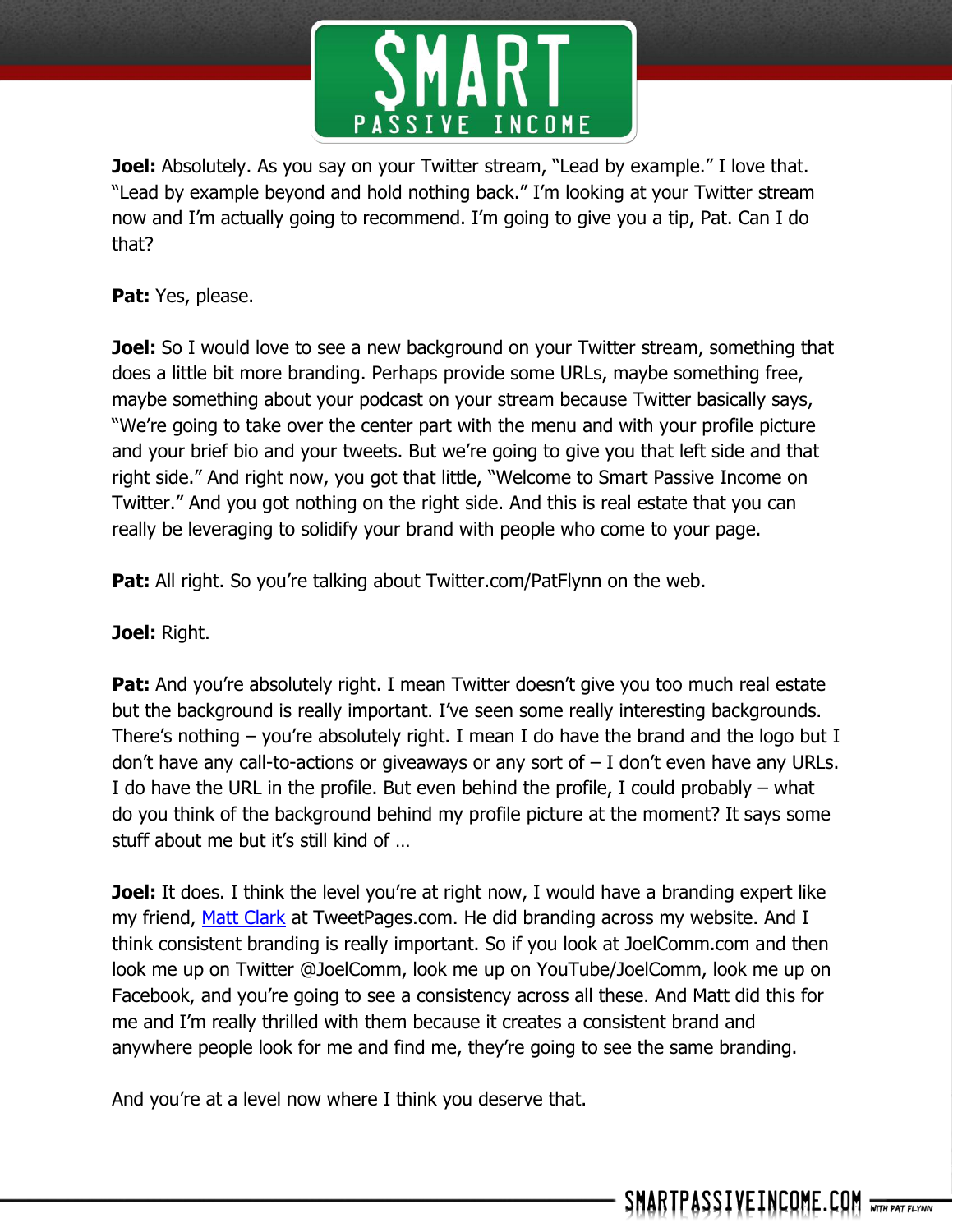**Joel:** Absolutely. As you say on your Twitter stream, "Lead by example." I love that. "Lead by example beyond and hold nothing back." I'm looking at your Twitter stream now and I'm actually going to recommend. I'm going to give you a tip, Pat. Can I do that?

**Pat:** Yes, please.

**Joel:** So I would love to see a new background on your Twitter stream, something that does a little bit more branding. Perhaps provide some URLs, maybe something free, maybe something about your podcast on your stream because Twitter basically says, "We're going to take over the center part with the menu and with your profile picture and your brief bio and your tweets. But we're going to give you that left side and that right side." And right now, you got that little, "Welcome to Smart Passive Income on Twitter." And you got nothing on the right side. And this is real estate that you can really be leveraging to solidify your brand with people who come to your page.

**Pat:** All right. So you're talking about Twitter.com/PatFlynn on the web.

**Joel:** Right.

**Pat:** And you're absolutely right. I mean Twitter doesn't give you too much real estate but the background is really important. I've seen some really interesting backgrounds. There's nothing – you're absolutely right. I mean I do have the brand and the logo but I don't have any call-to-actions or giveaways or any sort of – I don't even have any URLs. I do have the URL in the profile. But even behind the profile, I could probably – what do you think of the background behind my profile picture at the moment? It says some stuff about me but it's still kind of …

**Joel:** It does. I think the level you're at right now, I would have a branding expert like my friend, [Matt Clark]() at TweetPages.com. He did branding across my website. And I think consistent branding is really important. So if you look at JoelComm.com and then look me up on Twitter @JoelComm, look me up on YouTube/JoelComm, look me up on Facebook, and you're going to see a consistency across all these. And Matt did this for me and I'm really thrilled with them because it creates a consistent brand and anywhere people look for me and find me, they're going to see the same branding.

And you're at a level now where I think you deserve that.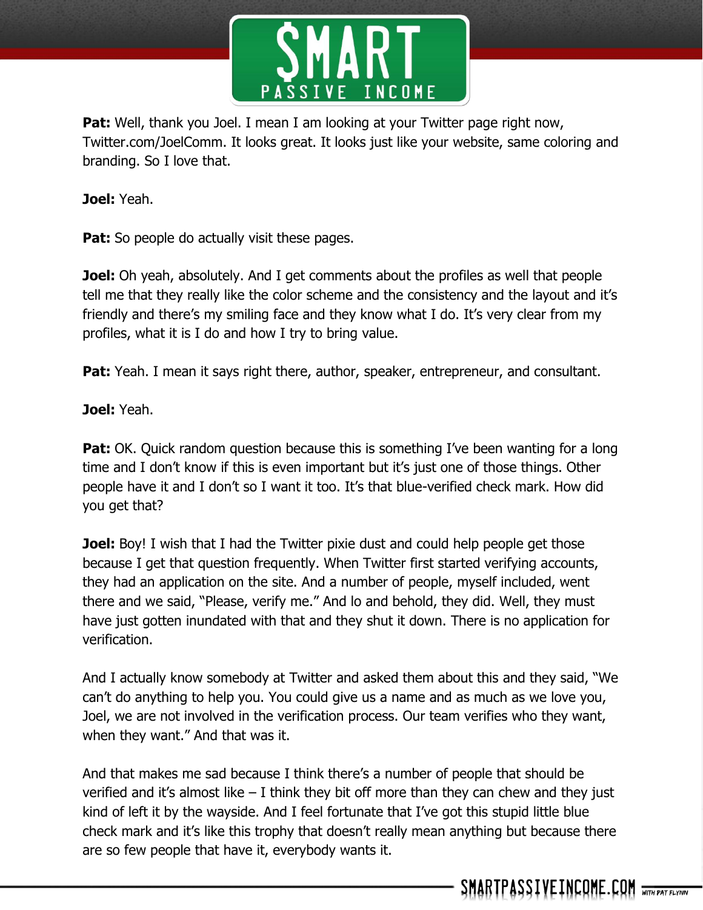**Pat:** Well, thank you Joel. I mean I am looking at your Twitter page right now, Twitter.com/JoelComm. It looks great. It looks just like your website, same coloring and branding. So I love that.

**Joel:** Yeah.

**Pat:** So people do actually visit these pages.

**Joel:** Oh yeah, absolutely. And I get comments about the profiles as well that people tell me that they really like the color scheme and the consistency and the layout and it's friendly and there's my smiling face and they know what I do. It's very clear from my profiles, what it is I do and how I try to bring value.

**Pat:** Yeah. I mean it says right there, author, speaker, entrepreneur, and consultant.

**Joel:** Yeah.

**Pat:** OK. Quick random question because this is something I've been wanting for a long time and I don't know if this is even important but it's just one of those things. Other people have it and I don't so I want it too. It's that blue-verified check mark. How did you get that?

**Joel:** Boy! I wish that I had the Twitter pixie dust and could help people get those because I get that question frequently. When Twitter first started verifying accounts, they had an application on the site. And a number of people, myself included, went there and we said, "Please, verify me." And lo and behold, they did. Well, they must have just gotten inundated with that and they shut it down. There is no application for verification.

And I actually know somebody at Twitter and asked them about this and they said, "We can't do anything to help you. You could give us a name and as much as we love you, Joel, we are not involved in the verification process. Our team verifies who they want, when they want." And that was it.

And that makes me sad because I think there's a number of people that should be verified and it's almost like – I think they bit off more than they can chew and they just kind of left it by the wayside. And I feel fortunate that I've got this stupid little blue check mark and it's like this trophy that doesn't really mean anything but because there are so few people that have it, everybody wants it.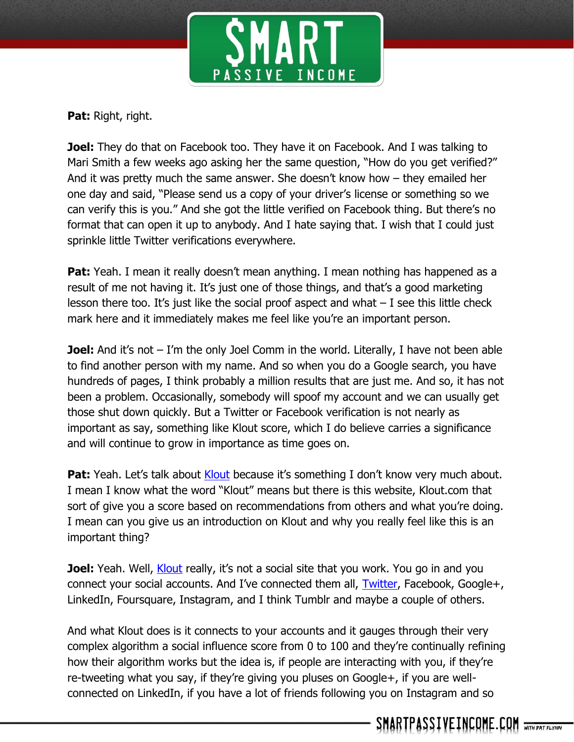**Pat:** Right, right.

**Joel:** They do that on Facebook too. They have it on Facebook. And I was talking to Mari Smith a few weeks ago asking her the same question, "How do you get verified?" And it was pretty much the same answer. She doesn't know how – they emailed her one day and said, "Please send us a copy of your driver's license or something so we can verify this is you." And she got the little verified on Facebook thing. But there's no format that can open it up to anybody. And I hate saying that. I wish that I could just sprinkle little Twitter verifications everywhere.

**Pat:** Yeah. I mean it really doesn't mean anything. I mean nothing has happened as a result of me not having it. It's just one of those things, and that's a good marketing lesson there too. It's just like the social proof aspect and what – I see this little check mark here and it immediately makes me feel like you're an important person.

**Joel:** And it's not – I'm the only Joel Comm in the world. Literally, I have not been able to find another person with my name. And so when you do a Google search, you have hundreds of pages, I think probably a million results that are just me. And so, it has not been a problem. Occasionally, somebody will spoof my account and we can usually get those shut down quickly. But a Twitter or Facebook verification is not nearly as important as say, something like Klout score, which I do believe carries a significance and will continue to grow in importance as time goes on.

**Pat:** Yeah. Let's talk about Klout because it's something I don't know very much about. I mean I know what the word "Klout" means but there is this website, Klout.com that sort of give you a score based on recommendations from others and what you're doing. I mean can you give us an introduction on Klout and why you really feel like this is an important thing?

**Joel:** Yeah. Well, Klout really, it's not a social site that you work. You go in and you connect your social accounts. And I've connected them all, Twitter, Facebook, Google+, LinkedIn, Foursquare, Instagram, and I think Tumblr and maybe a couple of others.

And what Klout does is it connects to your accounts and it gauges through their very complex algorithm a social influence score from 0 to 100 and they're continually refining how their algorithm works but the idea is, if people are interacting with you, if they're re-tweeting what you say, if they're giving you pluses on Google+, if you are well-connected on LinkedIn, if you have a lot of friends following you on Instagram and so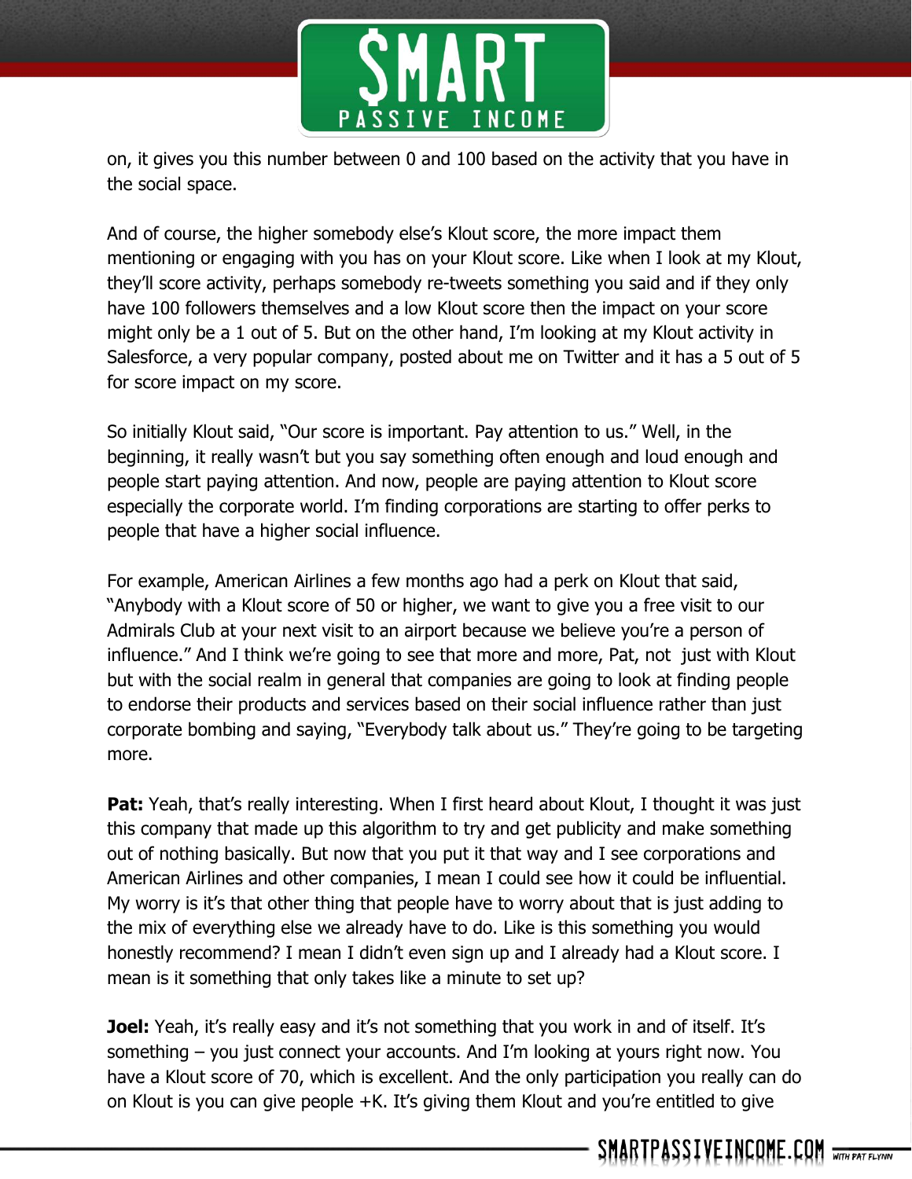on, it gives you this number between 0 and 100 based on the activity that you have in the social space.

And of course, the higher somebody else's Klout score, the more impact them mentioning or engaging with you has on your Klout score. Like when I look at my Klout, they'll score activity, perhaps somebody re-tweets something you said and if they only have 100 followers themselves and a low Klout score then the impact on your score might only be a 1 out of 5. But on the other hand, I'm looking at my Klout activity in Salesforce, a very popular company, posted about me on Twitter and it has a 5 out of 5 for score impact on my score.

So initially Klout said, "Our score is important. Pay attention to us." Well, in the beginning, it really wasn't but you say something often enough and loud enough and people start paying attention. And now, people are paying attention to Klout score especially the corporate world. I'm finding corporations are starting to offer perks to people that have a higher social influence.

For example, American Airlines a few months ago had a perk on Klout that said, "Anybody with a Klout score of 50 or higher, we want to give you a free visit to our Admirals Club at your next visit to an airport because we believe you're a person of influence." And I think we're going to see that more and more, Pat, not just with Klout but with the social realm in general that companies are going to look at finding people to endorse their products and services based on their social influence rather than just corporate bombing and saying, "Everybody talk about us." They're going to be targeting more.

**Pat:** Yeah, that's really interesting. When I first heard about Klout, I thought it was just this company that made up this algorithm to try and get publicity and make something out of nothing basically. But now that you put it that way and I see corporations and American Airlines and other companies, I mean I could see how it could be influential. My worry is it's that other thing that people have to worry about that is just adding to the mix of everything else we already have to do. Like is this something you would honestly recommend? I mean I didn't even sign up and I already had a Klout score. I mean is it something that only takes like a minute to set up?

**Joel:** Yeah, it's really easy and it's not something that you work in and of itself. It's something – you just connect your accounts. And I'm looking at yours right now. You have a Klout score of 70, which is excellent. And the only participation you really can do on Klout is you can give people +K. It's giving them Klout and you're entitled to give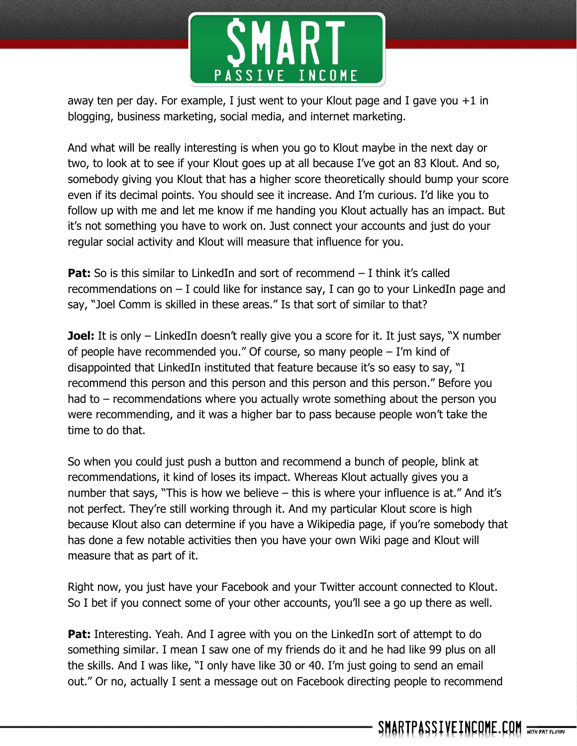away ten per day. For example, I just went to your Klout page and I gave you +1 in blogging, business marketing, social media, and internet marketing.

And what will be really interesting is when you go to Klout maybe in the next day or two, to look at to see if your Klout goes up at all because I've got an 83 Klout. And so, somebody giving you Klout that has a higher score theoretically should bump your score even if its decimal points. You should see it increase. And I'm curious. I'd like you to follow up with me and let me know if me handing you Klout actually has an impact. But it's not something you have to work on. Just connect your accounts and just do your regular social activity and Klout will measure that influence for you.

**Pat:** So is this similar to LinkedIn and sort of recommend – I think it's called recommendations on – I could like for instance say, I can go to your LinkedIn page and say, "Joel Comm is skilled in these areas." Is that sort of similar to that?

**Joel:** It is only – LinkedIn doesn't really give you a score for it. It just says, "X number of people have recommended you." Of course, so many people – I'm kind of disappointed that LinkedIn instituted that feature because it's so easy to say, "I recommend this person and this person and this person and this person." Before you had to – recommendations where you actually wrote something about the person you were recommending, and it was a higher bar to pass because people won't take the time to do that.

So when you could just push a button and recommend a bunch of people, blink at recommendations, it kind of loses its impact. Whereas Klout actually gives you a number that says, "This is how we believe – this is where your influence is at." And it's not perfect. They're still working through it. And my particular Klout score is high because Klout also can determine if you have a Wikipedia page, if you're somebody that has done a few notable activities then you have your own Wiki page and Klout will measure that as part of it.

Right now, you just have your Facebook and your Twitter account connected to Klout. So I bet if you connect some of your other accounts, you'll see a go up there as well.

**Pat:** Interesting. Yeah. And I agree with you on the LinkedIn sort of attempt to do something similar. I mean I saw one of my friends do it and he had like 99 plus on all the skills. And I was like, "I only have like 30 or 40. I'm just going to send an email out." Or no, actually I sent a message out on Facebook directing people to recommend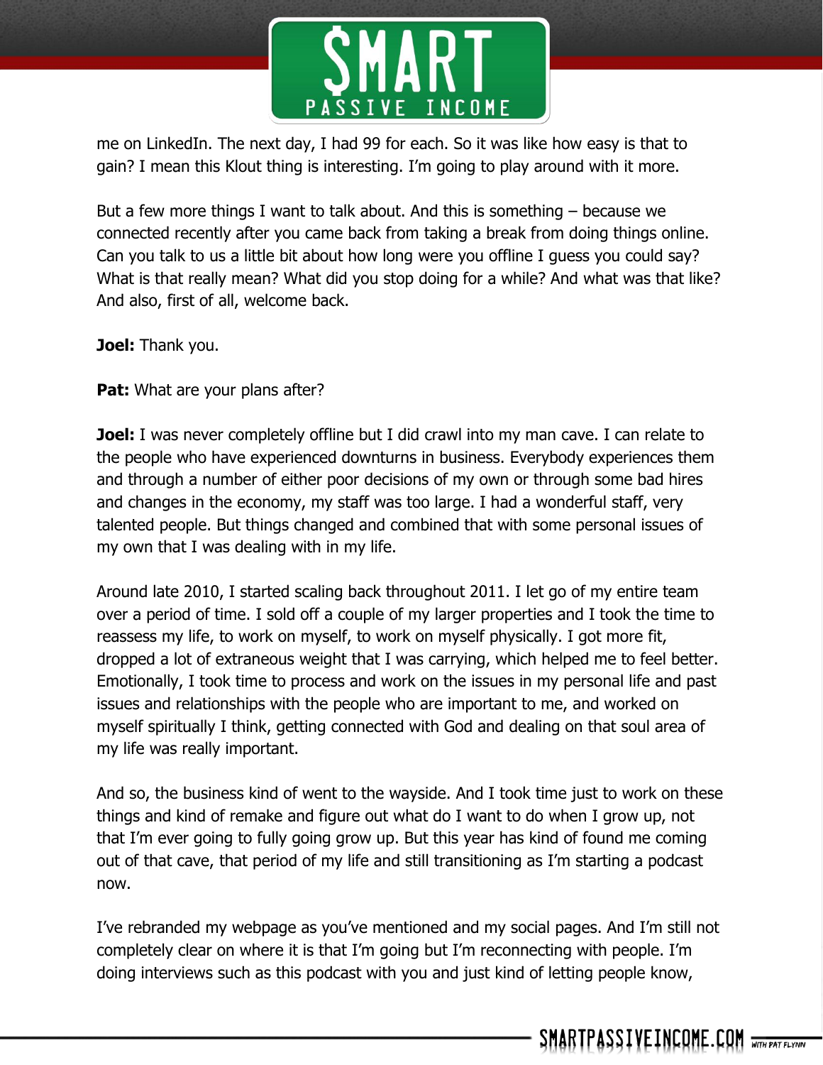me on LinkedIn. The next day, I had 99 for each. So it was like how easy is that to gain? I mean this Klout thing is interesting. I'm going to play around with it more.

But a few more things I want to talk about. And this is something – because we connected recently after you came back from taking a break from doing things online. Can you talk to us a little bit about how long were you offline I guess you could say? What is that really mean? What did you stop doing for a while? And what was that like? And also, first of all, welcome back.

**Joel:** Thank you.

**Pat:** What are your plans after?

**Joel:** I was never completely offline but I did crawl into my man cave. I can relate to the people who have experienced downturns in business. Everybody experiences them and through a number of either poor decisions of my own or through some bad hires and changes in the economy, my staff was too large. I had a wonderful staff, very talented people. But things changed and combined that with some personal issues of my own that I was dealing with in my life.

Around late 2010, I started scaling back throughout 2011. I let go of my entire team over a period of time. I sold off a couple of my larger properties and I took the time to reassess my life, to work on myself, to work on myself physically. I got more fit, dropped a lot of extraneous weight that I was carrying, which helped me to feel better. Emotionally, I took time to process and work on the issues in my personal life and past issues and relationships with the people who are important to me, and worked on myself spiritually I think, getting connected with God and dealing on that soul area of my life was really important.

And so, the business kind of went to the wayside. And I took time just to work on these things and kind of remake and figure out what do I want to do when I grow up, not that I'm ever going to fully going grow up. But this year has kind of found me coming out of that cave, that period of my life and still transitioning as I'm starting a podcast now.

I've rebranded my webpage as you've mentioned and my social pages. And I'm still not completely clear on where it is that I'm going but I'm reconnecting with people. I'm doing interviews such as this podcast with you and just kind of letting people know,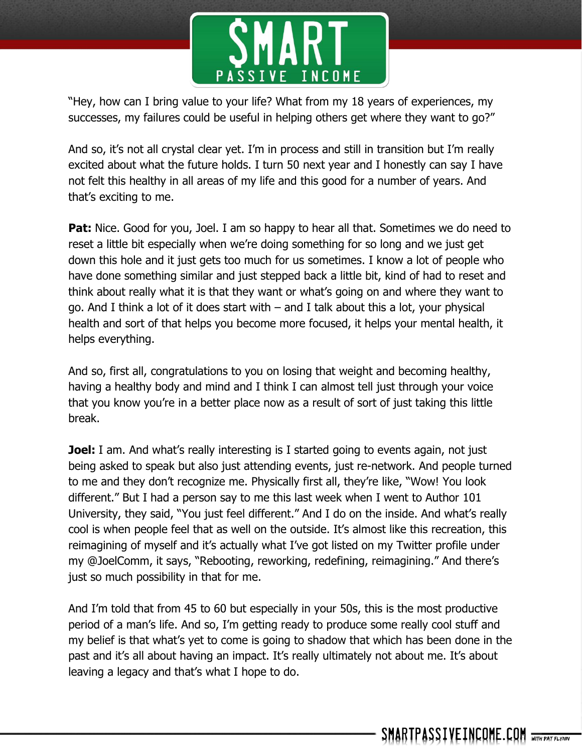"Hey, how can I bring value to your life? What from my 18 years of experiences, my successes, my failures could be useful in helping others get where they want to go?"

And so, it's not all crystal clear yet. I'm in process and still in transition but I'm really excited about what the future holds. I turn 50 next year and I honestly can say I have not felt this healthy in all areas of my life and this good for a number of years. And that's exciting to me.

**Pat:** Nice. Good for you, Joel. I am so happy to hear all that. Sometimes we do need to reset a little bit especially when we're doing something for so long and we just get down this hole and it just gets too much for us sometimes. I know a lot of people who have done something similar and just stepped back a little bit, kind of had to reset and think about really what it is that they want or what's going on and where they want to go. And I think a lot of it does start with – and I talk about this a lot, your physical health and sort of that helps you become more focused, it helps your mental health, it helps everything.

And so, first all, congratulations to you on losing that weight and becoming healthy, having a healthy body and mind and I think I can almost tell just through your voice that you know you're in a better place now as a result of sort of just taking this little break.

**Joel:** I am. And what's really interesting is I started going to events again, not just being asked to speak but also just attending events, just re-network. And people turned to me and they don't recognize me. Physically first all, they're like, "Wow! You look different." But I had a person say to me this last week when I went to Author 101 University, they said, "You just feel different." And I do on the inside. And what's really cool is when people feel that as well on the outside. It's almost like this recreation, this reimagining of myself and it's actually what I've got listed on my Twitter profile under my @JoelComm, it says, "Rebooting, reworking, redefining, reimagining." And there's just so much possibility in that for me.

And I'm told that from 45 to 60 but especially in your 50s, this is the most productive period of a man's life. And so, I'm getting ready to produce some really cool stuff and my belief is that what's yet to come is going to shadow that which has been done in the past and it's all about having an impact. It's really ultimately not about me. It's about leaving a legacy and that's what I hope to do.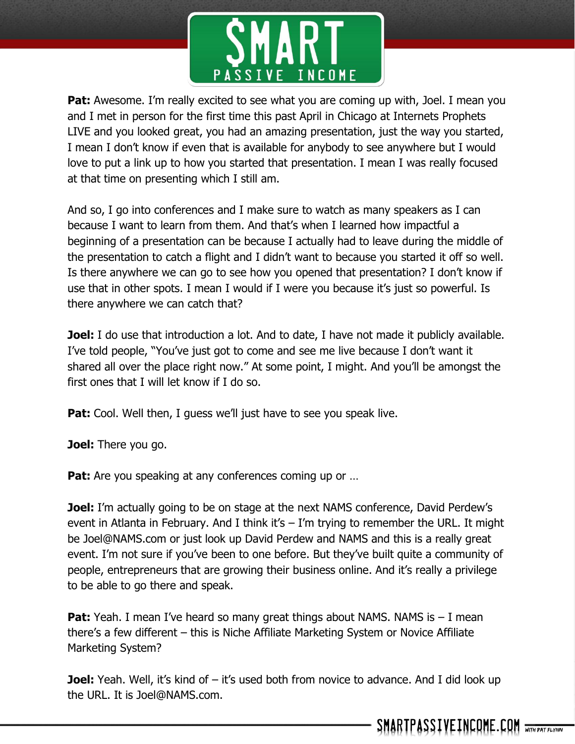**Pat:** Awesome. I'm really excited to see what you are coming up with, Joel. I mean you and I met in person for the first time this past April in Chicago at Internets Prophets LIVE and you looked great, you had an amazing presentation, just the way you started, I mean I don't know if even that is available for anybody to see anywhere but I would love to put a link up to how you started that presentation. I mean I was really focused at that time on presenting which I still am.

And so, I go into conferences and I make sure to watch as many speakers as I can because I want to learn from them. And that's when I learned how impactful a beginning of a presentation can be because I actually had to leave during the middle of the presentation to catch a flight and I didn't want to because you started it off so well. Is there anywhere we can go to see how you opened that presentation? I don't know if use that in other spots. I mean I would if I were you because it's just so powerful. Is there anywhere we can catch that?

**Joel:** I do use that introduction a lot. And to date, I have not made it publicly available. I've told people, "You've just got to come and see me live because I don't want it shared all over the place right now." At some point, I might. And you'll be amongst the first ones that I will let know if I do so.

**Pat:** Cool. Well then, I guess we'll just have to see you speak live.

**Joel:** There you go.

**Pat:** Are you speaking at any conferences coming up or …

**Joel:** I'm actually going to be on stage at the next NAMS conference, David Perdew's event in Atlanta in February. And I think it's – I'm trying to remember the URL. It might be Joel@NAMS.com or just look up David Perdew and NAMS and this is a really great event. I'm not sure if you've been to one before. But they've built quite a community of people, entrepreneurs that are growing their business online. And it's really a privilege to be able to go there and speak.

**Pat:** Yeah. I mean I've heard so many great things about NAMS. NAMS is – I mean there's a few different – this is Niche Affiliate Marketing System or Novice Affiliate Marketing System?

**Joel:** Yeah. Well, it's kind of – it's used both from novice to advance. And I did look up the URL. It is Joel@NAMS.com.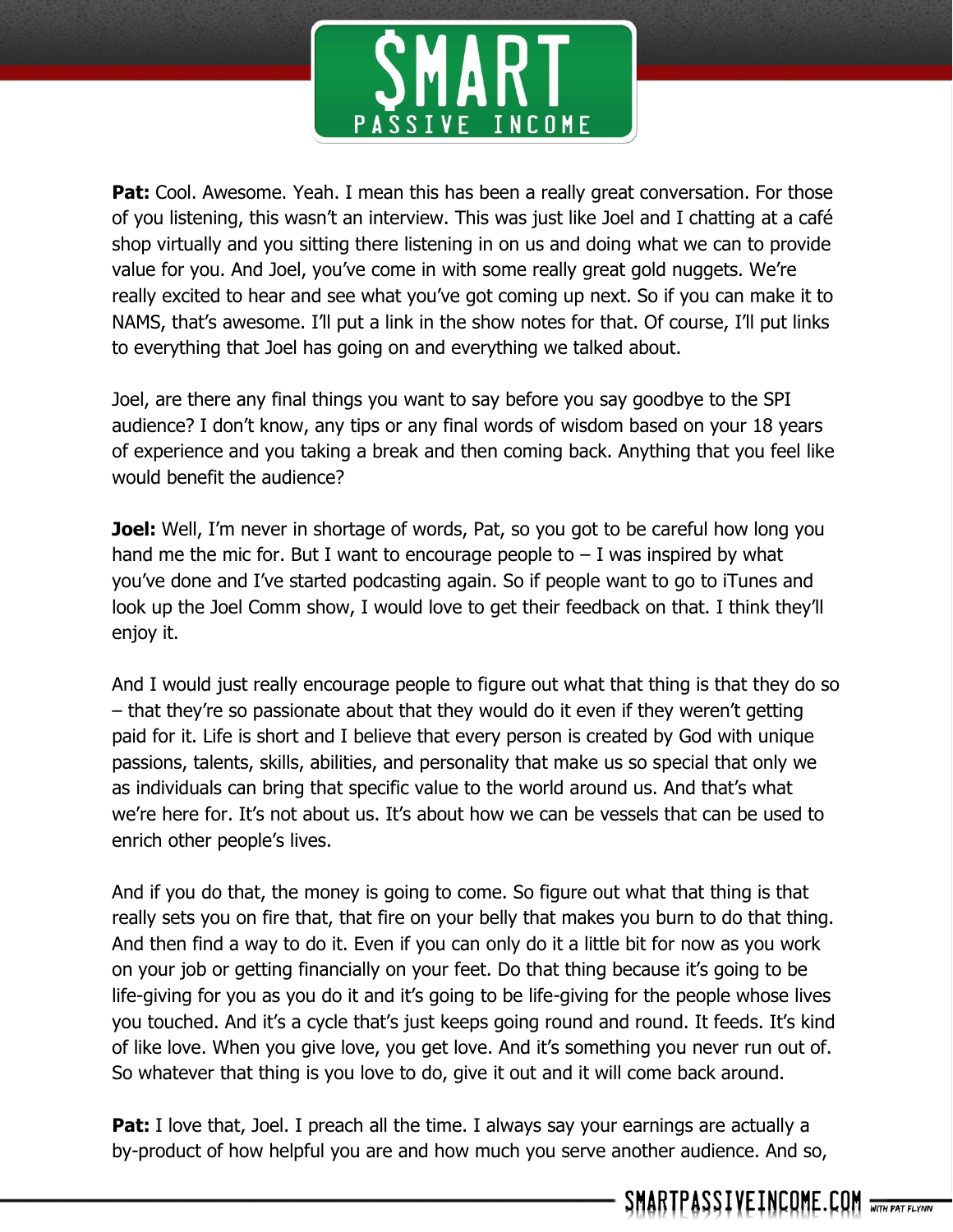**Pat:** Cool. Awesome. Yeah. I mean this has been a really great conversation. For those of you listening, this wasn't an interview. This was just like Joel and I chatting at a café shop virtually and you sitting there listening in on us and doing what we can to provide value for you. And Joel, you've come in with some really great gold nuggets. We're really excited to hear and see what you've got coming up next. So if you can make it to NAMS, that's awesome. I'll put a link in the show notes for that. Of course, I'll put links to everything that Joel has going on and everything we talked about.

Joel, are there any final things you want to say before you say goodbye to the SPI audience? I don't know, any tips or any final words of wisdom based on your 18 years of experience and you taking a break and then coming back. Anything that you feel like would benefit the audience?

**Joel:** Well, I'm never in shortage of words, Pat, so you got to be careful how long you hand me the mic for. But I want to encourage people to – I was inspired by what you've done and I've started podcasting again. So if people want to go to iTunes and look up the Joel Comm show, I would love to get their feedback on that. I think they'll enjoy it.

And I would just really encourage people to figure out what that thing is that they do so – that they're so passionate about that they would do it even if they weren't getting paid for it. Life is short and I believe that every person is created by God with unique passions, talents, skills, abilities, and personality that make us so special that only we as individuals can bring that specific value to the world around us. And that's what we're here for. It's not about us. It's about how we can be vessels that can be used to enrich other people's lives.

And if you do that, the money is going to come. So figure out what that thing is that really sets you on fire that, that fire on your belly that makes you burn to do that thing. And then find a way to do it. Even if you can only do it a little bit for now as you work on your job or getting financially on your feet. Do that thing because it's going to be life-giving for you as you do it and it's going to be life-giving for the people whose lives you touched. And it's a cycle that's just keeps going round and round. It feeds. It's kind of like love. When you give love, you get love. And it's something you never run out of. So whatever that thing is you love to do, give it out and it will come back around.

**Pat:** I love that, Joel. I preach all the time. I always say your earnings are actually a by-product of how helpful you are and how much you serve another audience. And so,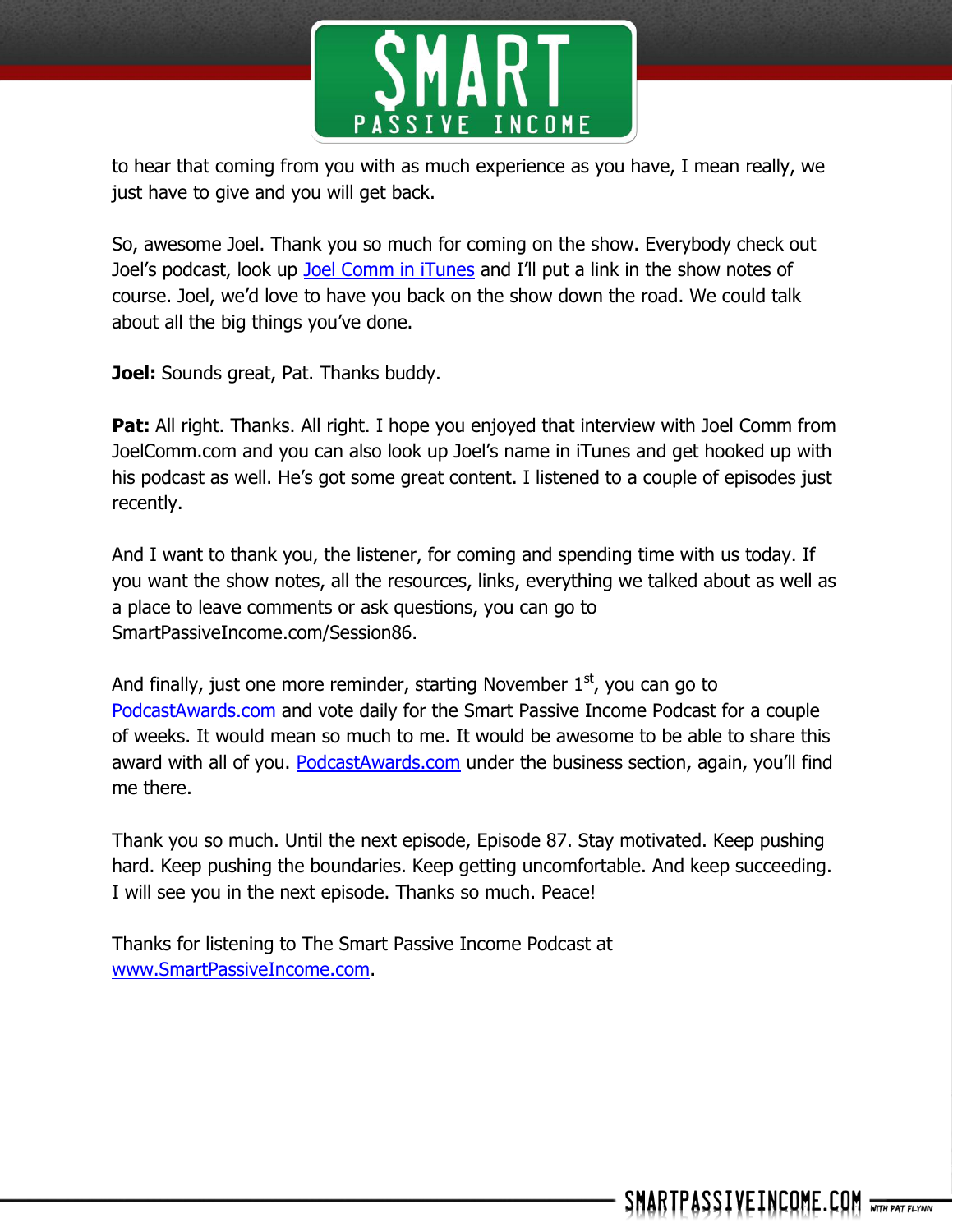to hear that coming from you with as much experience as you have, I mean really, we just have to give and you will get back.

So, awesome Joel. Thank you so much for coming on the show. Everybody check out Joel's podcast, look up Joel Comm in iTunes and I'll put a link in the show notes of course. Joel, we'd love to have you back on the show down the road. We could talk about all the big things you've done.

**Joel:** Sounds great, Pat. Thanks buddy.

**Pat:** All right. Thanks. All right. I hope you enjoyed that interview with Joel Comm from JoelComm.com and you can also look up Joel's name in iTunes and get hooked up with his podcast as well. He's got some great content. I listened to a couple of episodes just recently.

And I want to thank you, the listener, for coming and spending time with us today. If you want the show notes, all the resources, links, everything we talked about as well as a place to leave comments or ask questions, you can go to SmartPassiveIncome.com/Session86.

And finally, just one more reminder, starting November 1st, you can go to PodcastAwards.com and vote daily for the Smart Passive Income Podcast for a couple of weeks. It would mean so much to me. It would be awesome to be able to share this award with all of you. PodcastAwards.com under the business section, again, you'll find me there.

Thank you so much. Until the next episode, Episode 87. Stay motivated. Keep pushing hard. Keep pushing the boundaries. Keep getting uncomfortable. And keep succeeding. I will see you in the next episode. Thanks so much. Peace!

Thanks for listening to The Smart Passive Income Podcast at www.SmartPassiveIncome.com.